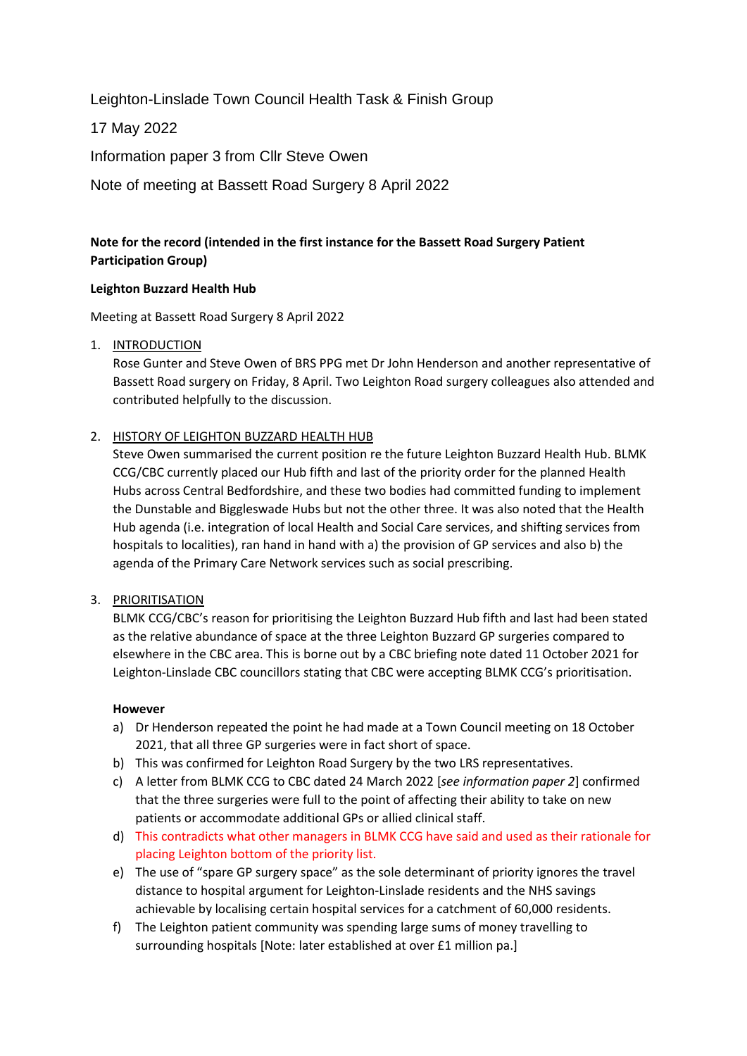Leighton-Linslade Town Council Health Task & Finish Group

17 May 2022

Information paper 3 from Cllr Steve Owen

Note of meeting at Bassett Road Surgery 8 April 2022

**Note for the record (intended in the first instance for the Bassett Road Surgery Patient Participation Group)**

**Leighton Buzzard Health Hub**

Meeting at Bassett Road Surgery 8 April 2022

1. INTRODUCTION
   Rose Gunter and Steve Owen of BRS PPG met Dr John Henderson and another representative of Bassett Road surgery on Friday, 8 April. Two Leighton Road surgery colleagues also attended and contributed helpfully to the discussion.

2. HISTORY OF LEIGHTON BUZZARD HEALTH HUB
   Steve Owen summarised the current position re the future Leighton Buzzard Health Hub. BLMK CCG/CBC currently placed our Hub fifth and last of the priority order for the planned Health Hubs across Central Bedfordshire, and these two bodies had committed funding to implement the Dunstable and Biggleswade Hubs but not the other three. It was also noted that the Health Hub agenda (i.e. integration of local Health and Social Care services, and shifting services from hospitals to localities), ran hand in hand with a) the provision of GP services and also b) the agenda of the Primary Care Network services such as social prescribing.

3. PRIORITISATION
   BLMK CCG/CBC's reason for prioritising the Leighton Buzzard Hub fifth and last had been stated as the relative abundance of space at the three Leighton Buzzard GP surgeries compared to elsewhere in the CBC area. This is borne out by a CBC briefing note dated 11 October 2021 for Leighton-Linslade CBC councillors stating that CBC were accepting BLMK CCG's prioritisation.

   **However**

   a) Dr Henderson repeated the point he had made at a Town Council meeting on 18 October 2021, that all three GP surgeries were in fact short of space.
   b) This was confirmed for Leighton Road Surgery by the two LRS representatives.
   c) A letter from BLMK CCG to CBC dated 24 March 2022 [*see information paper 2*] confirmed that the three surgeries were full to the point of affecting their ability to take on new patients or accommodate additional GPs or allied clinical staff.
   d) This contradicts what other managers in BLMK CCG have said and used as their rationale for placing Leighton bottom of the priority list.
   e) The use of "spare GP surgery space" as the sole determinant of priority ignores the travel distance to hospital argument for Leighton-Linslade residents and the NHS savings achievable by localising certain hospital services for a catchment of 60,000 residents.
   f) The Leighton patient community was spending large sums of money travelling to surrounding hospitals [Note: later established at over £1 million pa.]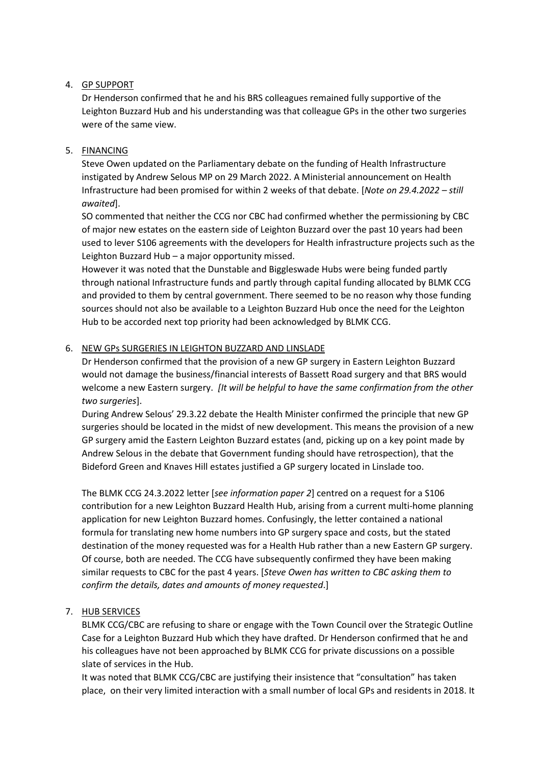4. GP SUPPORT

   Dr Henderson confirmed that he and his BRS colleagues remained fully supportive of the Leighton Buzzard Hub and his understanding was that colleague GPs in the other two surgeries were of the same view.

5. FINANCING

   Steve Owen updated on the Parliamentary debate on the funding of Health Infrastructure instigated by Andrew Selous MP on 29 March 2022. A Ministerial announcement on Health Infrastructure had been promised for within 2 weeks of that debate. [*Note on 29.4.2022 – still awaited*].

   SO commented that neither the CCG nor CBC had confirmed whether the permissioning by CBC of major new estates on the eastern side of Leighton Buzzard over the past 10 years had been used to lever S106 agreements with the developers for Health infrastructure projects such as the Leighton Buzzard Hub – a major opportunity missed.

   However it was noted that the Dunstable and Biggleswade Hubs were being funded partly through national Infrastructure funds and partly through capital funding allocated by BLMK CCG and provided to them by central government. There seemed to be no reason why those funding sources should not also be available to a Leighton Buzzard Hub once the need for the Leighton Hub to be accorded next top priority had been acknowledged by BLMK CCG.

6. NEW GPs SURGERIES IN LEIGHTON BUZZARD AND LINSLADE

   Dr Henderson confirmed that the provision of a new GP surgery in Eastern Leighton Buzzard would not damage the business/financial interests of Bassett Road surgery and that BRS would welcome a new Eastern surgery. *[It will be helpful to have the same confirmation from the other two surgeries*].

   During Andrew Selous' 29.3.22 debate the Health Minister confirmed the principle that new GP surgeries should be located in the midst of new development. This means the provision of a new GP surgery amid the Eastern Leighton Buzzard estates (and, picking up on a key point made by Andrew Selous in the debate that Government funding should have retrospection), that the Bideford Green and Knaves Hill estates justified a GP surgery located in Linslade too.

   The BLMK CCG 24.3.2022 letter [*see information paper 2*] centred on a request for a S106 contribution for a new Leighton Buzzard Health Hub, arising from a current multi-home planning application for new Leighton Buzzard homes. Confusingly, the letter contained a national formula for translating new home numbers into GP surgery space and costs, but the stated destination of the money requested was for a Health Hub rather than a new Eastern GP surgery. Of course, both are needed. The CCG have subsequently confirmed they have been making similar requests to CBC for the past 4 years. [*Steve Owen has written to CBC asking them to confirm the details, dates and amounts of money requested*.]

7. HUB SERVICES

   BLMK CCG/CBC are refusing to share or engage with the Town Council over the Strategic Outline Case for a Leighton Buzzard Hub which they have drafted. Dr Henderson confirmed that he and his colleagues have not been approached by BLMK CCG for private discussions on a possible slate of services in the Hub.

   It was noted that BLMK CCG/CBC are justifying their insistence that "consultation" has taken place, on their very limited interaction with a small number of local GPs and residents in 2018. It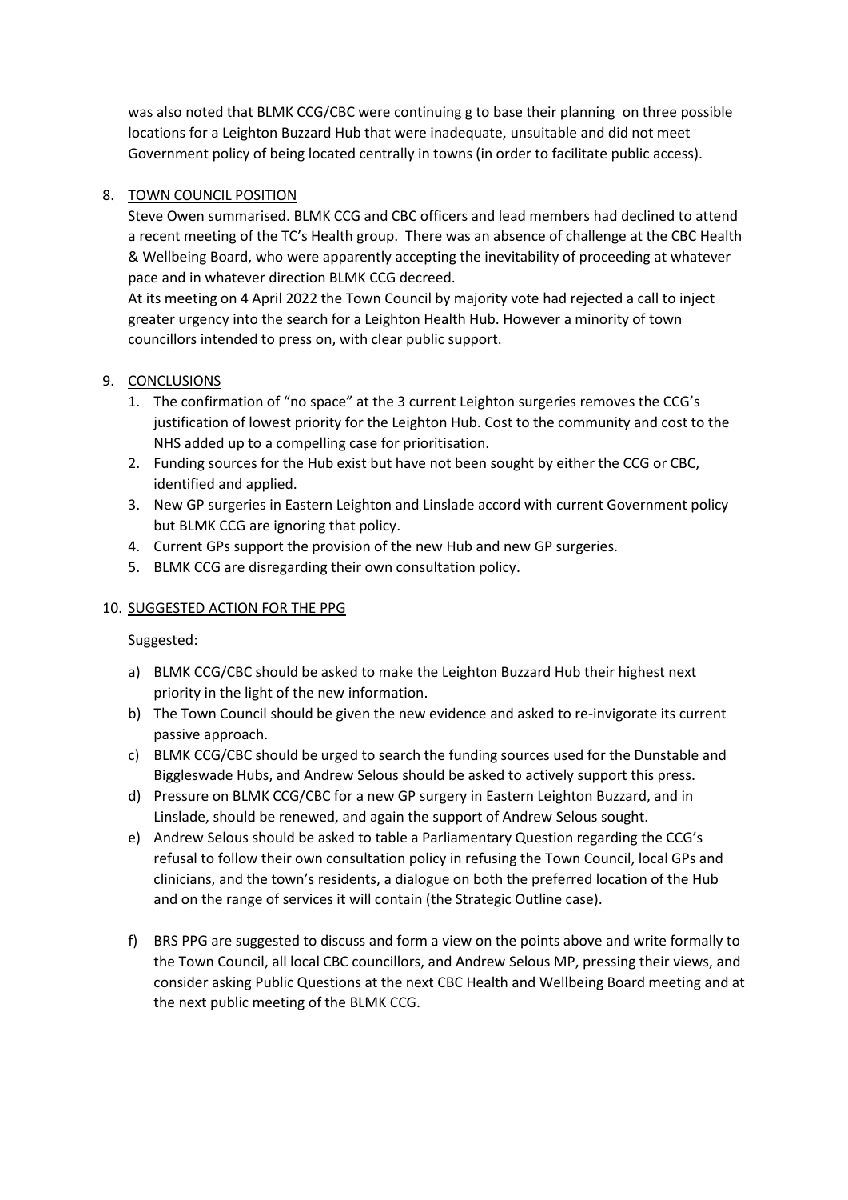was also noted that BLMK CCG/CBC were continuing g to base their planning on three possible locations for a Leighton Buzzard Hub that were inadequate, unsuitable and did not meet Government policy of being located centrally in towns (in order to facilitate public access).

8. <u>TOWN COUNCIL POSITION</u>

   Steve Owen summarised. BLMK CCG and CBC officers and lead members had declined to attend a recent meeting of the TC's Health group. There was an absence of challenge at the CBC Health & Wellbeing Board, who were apparently accepting the inevitability of proceeding at whatever pace and in whatever direction BLMK CCG decreed.

   At its meeting on 4 April 2022 the Town Council by majority vote had rejected a call to inject greater urgency into the search for a Leighton Health Hub. However a minority of town councillors intended to press on, with clear public support.

9. <u>CONCLUSIONS</u>

   1. The confirmation of "no space" at the 3 current Leighton surgeries removes the CCG's justification of lowest priority for the Leighton Hub. Cost to the community and cost to the NHS added up to a compelling case for prioritisation.
   2. Funding sources for the Hub exist but have not been sought by either the CCG or CBC, identified and applied.
   3. New GP surgeries in Eastern Leighton and Linslade accord with current Government policy but BLMK CCG are ignoring that policy.
   4. Current GPs support the provision of the new Hub and new GP surgeries.
   5. BLMK CCG are disregarding their own consultation policy.

10. <u>SUGGESTED ACTION FOR THE PPG</u>

    Suggested:

    a) BLMK CCG/CBC should be asked to make the Leighton Buzzard Hub their highest next priority in the light of the new information.
    b) The Town Council should be given the new evidence and asked to re-invigorate its current passive approach.
    c) BLMK CCG/CBC should be urged to search the funding sources used for the Dunstable and Biggleswade Hubs, and Andrew Selous should be asked to actively support this press.
    d) Pressure on BLMK CCG/CBC for a new GP surgery in Eastern Leighton Buzzard, and in Linslade, should be renewed, and again the support of Andrew Selous sought.
    e) Andrew Selous should be asked to table a Parliamentary Question regarding the CCG's refusal to follow their own consultation policy in refusing the Town Council, local GPs and clinicians, and the town's residents, a dialogue on both the preferred location of the Hub and on the range of services it will contain (the Strategic Outline case).

    f) BRS PPG are suggested to discuss and form a view on the points above and write formally to the Town Council, all local CBC councillors, and Andrew Selous MP, pressing their views, and consider asking Public Questions at the next CBC Health and Wellbeing Board meeting and at the next public meeting of the BLMK CCG.